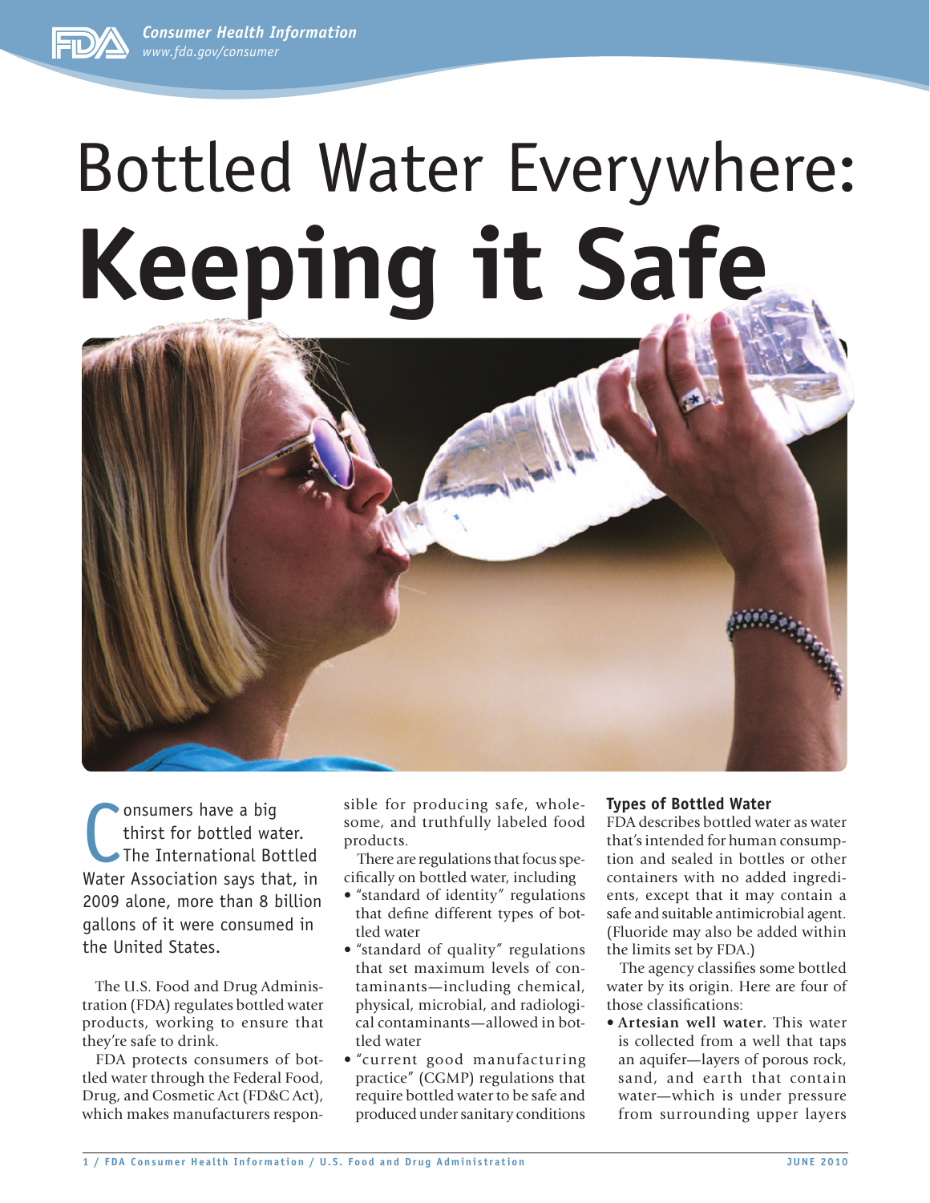# Bottled Water Everywhere: **Keeping it Safe**

Consumers have a big thirst for bottled water. The International Bottled Water Association says that, in 2009 alone, more than 8 billion gallons of it were consumed in the United States.

The U.S. Food and Drug Administration (FDA) regulates bottled water products, working to ensure that they're safe to drink.

FDA protects consumers of bottled water through the Federal Food, Drug, and Cosmetic Act (FD&C Act), which makes manufacturers responsible for producing safe, wholesome, and truthfully labeled food products.

There are regulations that focus specifically on bottled water, including

- "standard of identity" regulations that define different types of bottled water
- "standard of quality" regulations that set maximum levels of contaminants—including chemical, physical, microbial, and radiological contaminants—allowed in bottled water
- "current good manufacturing practice" (CGMP) regulations that require bottled water to be safe and produced under sanitary conditions

### Types of Bottled Water

FDA describes bottled water as water that's intended for human consumption and sealed in bottles or other containers with no added ingredients, except that it may contain a safe and suitable antimicrobial agent. (Fluoride may also be added within the limits set by FDA.)

The agency classifies some bottled water by its origin. Here are four of those classifications:

- **Artesian well water.** This water is collected from a well that taps an aquifer—layers of porous rock, sand, and earth that contain water—which is under pressure from surrounding upper layers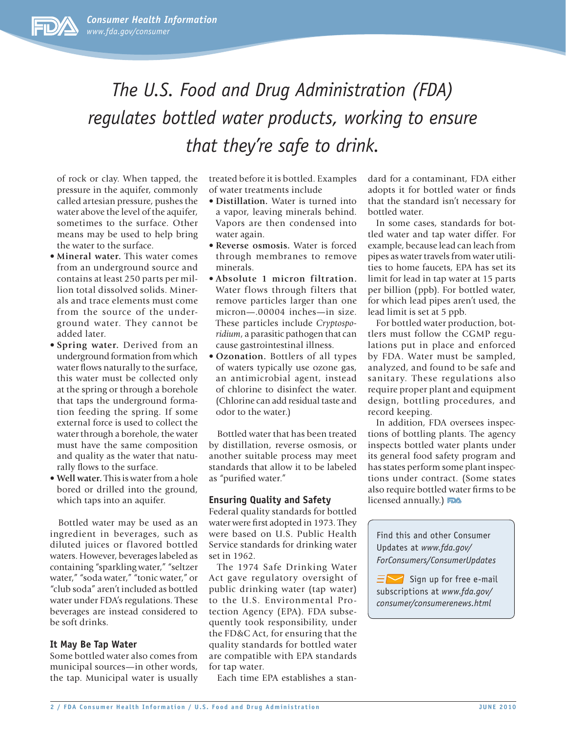*The U.S. Food and Drug Administration (FDA) regulates bottled water products, working to ensure that they're safe to drink.*

of rock or clay. When tapped, the pressure in the aquifer, commonly called artesian pressure, pushes the water above the level of the aquifer, sometimes to the surface. Other means may be used to help bring the water to the surface.

- **Mineral water.** This water comes from an underground source and contains at least 250 parts per million total dissolved solids. Minerals and trace elements must come from the source of the underground water. They cannot be added later.
- **Spring water.** Derived from an underground formation from which water flows naturally to the surface, this water must be collected only at the spring or through a borehole that taps the underground formation feeding the spring. If some external force is used to collect the water through a borehole, the water must have the same composition and quality as the water that naturally flows to the surface.
- **Well water.** This is water from a hole bored or drilled into the ground, which taps into an aquifer.

Bottled water may be used as an ingredient in beverages, such as diluted juices or flavored bottled waters. However, beverages labeled as containing "sparkling water," "seltzer water," "soda water," "tonic water," or "club soda" aren't included as bottled water under FDA's regulations. These beverages are instead considered to be soft drinks.

### It May Be Tap Water

Some bottled water also comes from municipal sources—in other words, the tap. Municipal water is usually treated before it is bottled. Examples of water treatments include

- **Distillation.** Water is turned into a vapor, leaving minerals behind. Vapors are then condensed into water again.
- **Reverse osmosis.** Water is forced through membranes to remove minerals.
- **Absolute 1 micron filtration.** Water flows through filters that remove particles larger than one micron—.00004 inches—in size. These particles include *Cryptosporidium*, a parasitic pathogen that can cause gastrointestinal illness.
- **Ozonation.** Bottlers of all types of waters typically use ozone gas, an antimicrobial agent, instead of chlorine to disinfect the water. (Chlorine can add residual taste and odor to the water.)

Bottled water that has been treated by distillation, reverse osmosis, or another suitable process may meet standards that allow it to be labeled as "purified water."

### Ensuring Quality and Safety

Federal quality standards for bottled water were first adopted in 1973. They were based on U.S. Public Health Service standards for drinking water set in 1962.

The 1974 Safe Drinking Water Act gave regulatory oversight of public drinking water (tap water) to the U.S. Environmental Protection Agency (EPA). FDA subsequently took responsibility, under the FD&C Act, for ensuring that the quality standards for bottled water are compatible with EPA standards for tap water.

Each time EPA establishes a standard for a contaminant, FDA either adopts it for bottled water or finds that the standard isn't necessary for bottled water.

In some cases, standards for bottled water and tap water differ. For example, because lead can leach from pipes as water travels from water utilities to home faucets, EPA has set its limit for lead in tap water at 15 parts per billion (ppb). For bottled water, for which lead pipes aren't used, the lead limit is set at 5 ppb.

For bottled water production, bottlers must follow the CGMP regulations put in place and enforced by FDA. Water must be sampled, analyzed, and found to be safe and sanitary. These regulations also require proper plant and equipment design, bottling procedures, and record keeping.

In addition, FDA oversees inspections of bottling plants. The agency inspects bottled water plants under its general food safety program and has states perform some plant inspections under contract. (Some states also require bottled water firms to be licensed annually.)

Find this and other Consumer Updates at *www.fda.gov/ForConsumers/ConsumerUpdates*

Sign up for free e-mail subscriptions at *www.fda.gov/consumer/consumerenews.html*